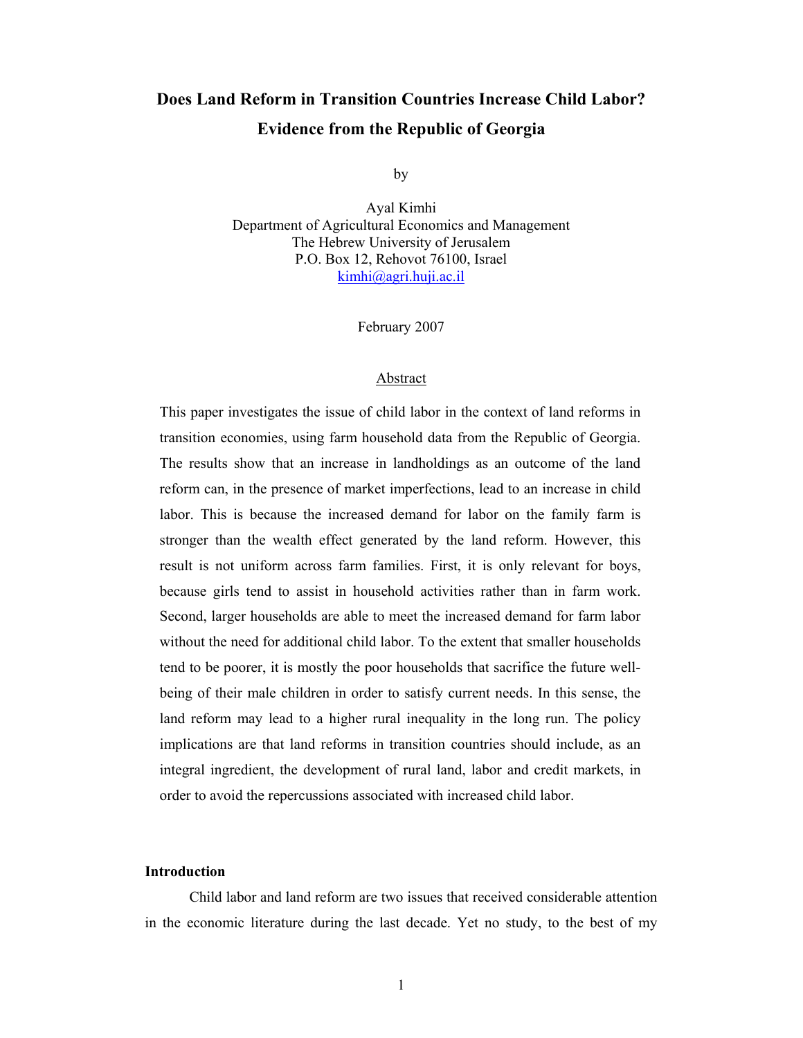# Does Land Reform in Transition Countries Increase Child Labor? Evidence from the Republic of Georgia

by

Ayal Kimhi
Department of Agricultural Economics and Management
The Hebrew University of Jerusalem
P.O. Box 12, Rehovot 76100, Israel
kimhi@agri.huji.ac.il

February 2007

## Abstract

This paper investigates the issue of child labor in the context of land reforms in transition economies, using farm household data from the Republic of Georgia. The results show that an increase in landholdings as an outcome of the land reform can, in the presence of market imperfections, lead to an increase in child labor. This is because the increased demand for labor on the family farm is stronger than the wealth effect generated by the land reform. However, this result is not uniform across farm families. First, it is only relevant for boys, because girls tend to assist in household activities rather than in farm work. Second, larger households are able to meet the increased demand for farm labor without the need for additional child labor. To the extent that smaller households tend to be poorer, it is mostly the poor households that sacrifice the future well-being of their male children in order to satisfy current needs. In this sense, the land reform may lead to a higher rural inequality in the long run. The policy implications are that land reforms in transition countries should include, as an integral ingredient, the development of rural land, labor and credit markets, in order to avoid the repercussions associated with increased child labor.

## Introduction

Child labor and land reform are two issues that received considerable attention in the economic literature during the last decade. Yet no study, to the best of my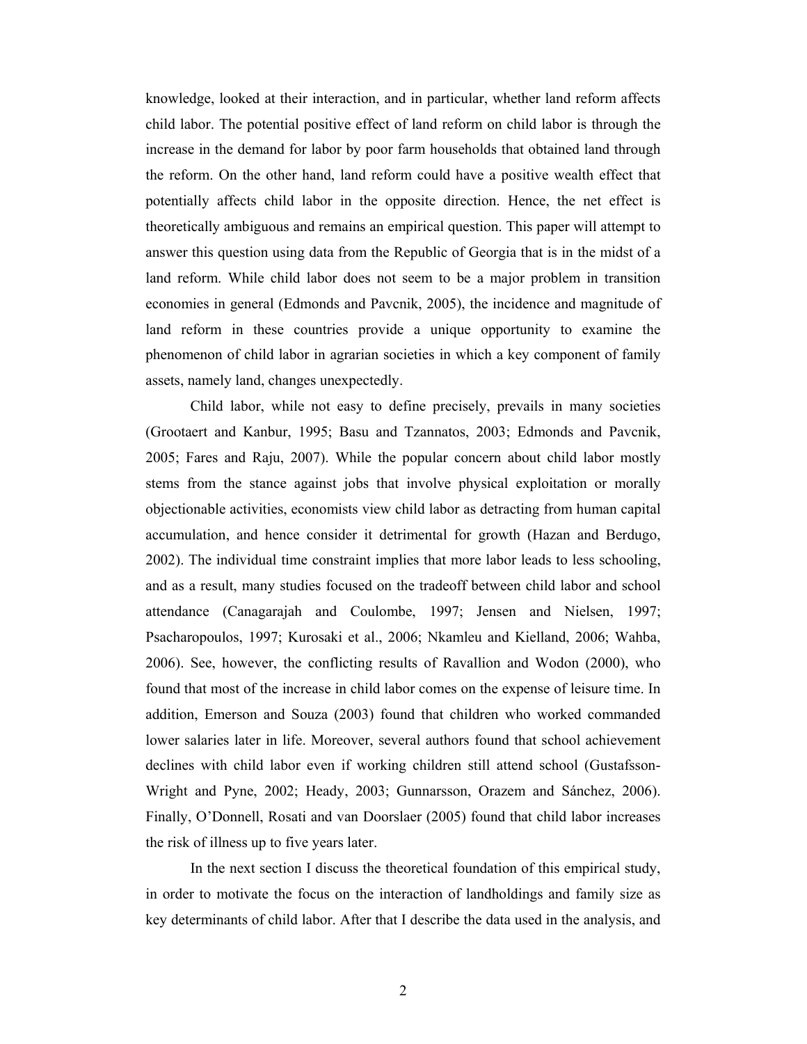knowledge, looked at their interaction, and in particular, whether land reform affects child labor. The potential positive effect of land reform on child labor is through the increase in the demand for labor by poor farm households that obtained land through the reform. On the other hand, land reform could have a positive wealth effect that potentially affects child labor in the opposite direction. Hence, the net effect is theoretically ambiguous and remains an empirical question. This paper will attempt to answer this question using data from the Republic of Georgia that is in the midst of a land reform. While child labor does not seem to be a major problem in transition economies in general (Edmonds and Pavcnik, 2005), the incidence and magnitude of land reform in these countries provide a unique opportunity to examine the phenomenon of child labor in agrarian societies in which a key component of family assets, namely land, changes unexpectedly.

Child labor, while not easy to define precisely, prevails in many societies (Grootaert and Kanbur, 1995; Basu and Tzannatos, 2003; Edmonds and Pavcnik, 2005; Fares and Raju, 2007). While the popular concern about child labor mostly stems from the stance against jobs that involve physical exploitation or morally objectionable activities, economists view child labor as detracting from human capital accumulation, and hence consider it detrimental for growth (Hazan and Berdugo, 2002). The individual time constraint implies that more labor leads to less schooling, and as a result, many studies focused on the tradeoff between child labor and school attendance (Canagarajah and Coulombe, 1997; Jensen and Nielsen, 1997; Psacharopoulos, 1997; Kurosaki et al., 2006; Nkamleu and Kielland, 2006; Wahba, 2006). See, however, the conflicting results of Ravallion and Wodon (2000), who found that most of the increase in child labor comes on the expense of leisure time. In addition, Emerson and Souza (2003) found that children who worked commanded lower salaries later in life. Moreover, several authors found that school achievement declines with child labor even if working children still attend school (Gustafsson-Wright and Pyne, 2002; Heady, 2003; Gunnarsson, Orazem and Sánchez, 2006). Finally, O'Donnell, Rosati and van Doorslaer (2005) found that child labor increases the risk of illness up to five years later.

In the next section I discuss the theoretical foundation of this empirical study, in order to motivate the focus on the interaction of landholdings and family size as key determinants of child labor. After that I describe the data used in the analysis, and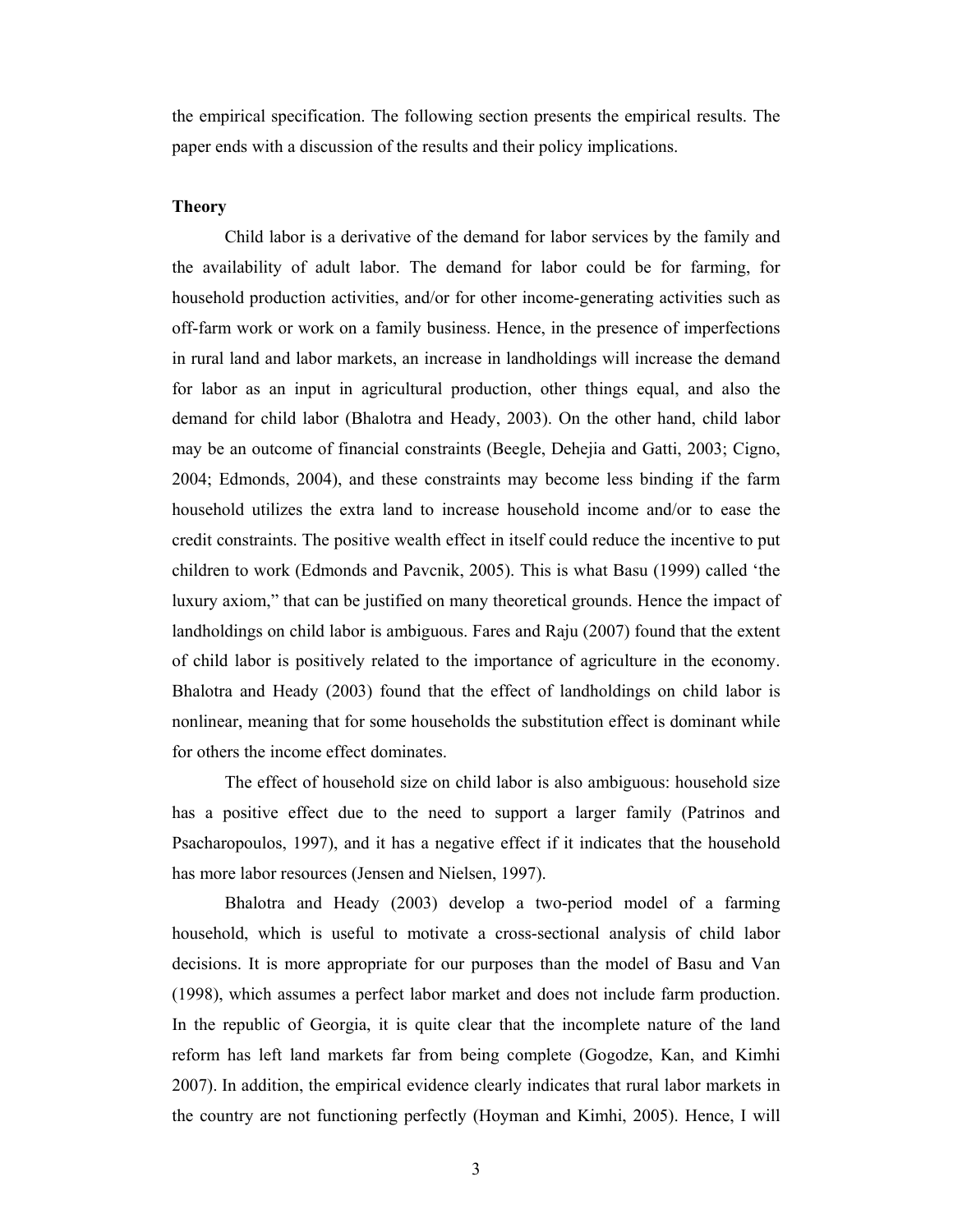the empirical specification. The following section presents the empirical results. The paper ends with a discussion of the results and their policy implications.

**Theory**

Child labor is a derivative of the demand for labor services by the family and the availability of adult labor. The demand for labor could be for farming, for household production activities, and/or for other income-generating activities such as off-farm work or work on a family business. Hence, in the presence of imperfections in rural land and labor markets, an increase in landholdings will increase the demand for labor as an input in agricultural production, other things equal, and also the demand for child labor (Bhalotra and Heady, 2003). On the other hand, child labor may be an outcome of financial constraints (Beegle, Dehejia and Gatti, 2003; Cigno, 2004; Edmonds, 2004), and these constraints may become less binding if the farm household utilizes the extra land to increase household income and/or to ease the credit constraints. The positive wealth effect in itself could reduce the incentive to put children to work (Edmonds and Pavcnik, 2005). This is what Basu (1999) called 'the luxury axiom," that can be justified on many theoretical grounds. Hence the impact of landholdings on child labor is ambiguous. Fares and Raju (2007) found that the extent of child labor is positively related to the importance of agriculture in the economy. Bhalotra and Heady (2003) found that the effect of landholdings on child labor is nonlinear, meaning that for some households the substitution effect is dominant while for others the income effect dominates.

The effect of household size on child labor is also ambiguous: household size has a positive effect due to the need to support a larger family (Patrinos and Psacharopoulos, 1997), and it has a negative effect if it indicates that the household has more labor resources (Jensen and Nielsen, 1997).

Bhalotra and Heady (2003) develop a two-period model of a farming household, which is useful to motivate a cross-sectional analysis of child labor decisions. It is more appropriate for our purposes than the model of Basu and Van (1998), which assumes a perfect labor market and does not include farm production. In the republic of Georgia, it is quite clear that the incomplete nature of the land reform has left land markets far from being complete (Gogodze, Kan, and Kimhi 2007). In addition, the empirical evidence clearly indicates that rural labor markets in the country are not functioning perfectly (Hoyman and Kimhi, 2005). Hence, I will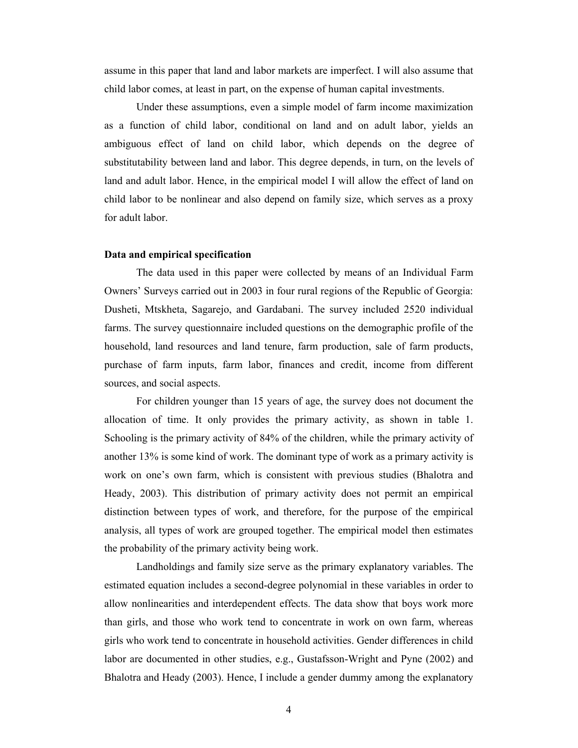assume in this paper that land and labor markets are imperfect. I will also assume that child labor comes, at least in part, on the expense of human capital investments.

Under these assumptions, even a simple model of farm income maximization as a function of child labor, conditional on land and on adult labor, yields an ambiguous effect of land on child labor, which depends on the degree of substitutability between land and labor. This degree depends, in turn, on the levels of land and adult labor. Hence, in the empirical model I will allow the effect of land on child labor to be nonlinear and also depend on family size, which serves as a proxy for adult labor.

**Data and empirical specification**

The data used in this paper were collected by means of an Individual Farm Owners' Surveys carried out in 2003 in four rural regions of the Republic of Georgia: Dusheti, Mtskheta, Sagarejo, and Gardabani. The survey included 2520 individual farms. The survey questionnaire included questions on the demographic profile of the household, land resources and land tenure, farm production, sale of farm products, purchase of farm inputs, farm labor, finances and credit, income from different sources, and social aspects.

For children younger than 15 years of age, the survey does not document the allocation of time. It only provides the primary activity, as shown in table 1. Schooling is the primary activity of 84% of the children, while the primary activity of another 13% is some kind of work. The dominant type of work as a primary activity is work on one's own farm, which is consistent with previous studies (Bhalotra and Heady, 2003). This distribution of primary activity does not permit an empirical distinction between types of work, and therefore, for the purpose of the empirical analysis, all types of work are grouped together. The empirical model then estimates the probability of the primary activity being work.

Landholdings and family size serve as the primary explanatory variables. The estimated equation includes a second-degree polynomial in these variables in order to allow nonlinearities and interdependent effects. The data show that boys work more than girls, and those who work tend to concentrate in work on own farm, whereas girls who work tend to concentrate in household activities. Gender differences in child labor are documented in other studies, e.g., Gustafsson-Wright and Pyne (2002) and Bhalotra and Heady (2003). Hence, I include a gender dummy among the explanatory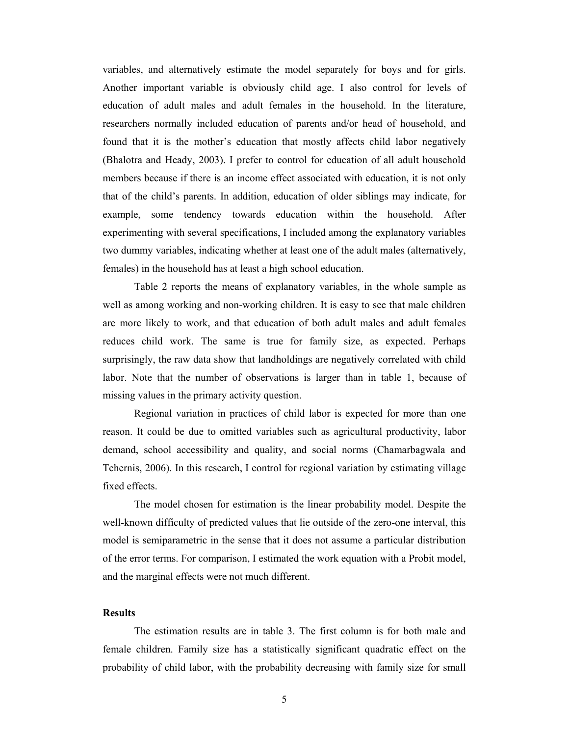variables, and alternatively estimate the model separately for boys and for girls. Another important variable is obviously child age. I also control for levels of education of adult males and adult females in the household. In the literature, researchers normally included education of parents and/or head of household, and found that it is the mother's education that mostly affects child labor negatively (Bhalotra and Heady, 2003). I prefer to control for education of all adult household members because if there is an income effect associated with education, it is not only that of the child's parents. In addition, education of older siblings may indicate, for example, some tendency towards education within the household. After experimenting with several specifications, I included among the explanatory variables two dummy variables, indicating whether at least one of the adult males (alternatively, females) in the household has at least a high school education.

Table 2 reports the means of explanatory variables, in the whole sample as well as among working and non-working children. It is easy to see that male children are more likely to work, and that education of both adult males and adult females reduces child work. The same is true for family size, as expected. Perhaps surprisingly, the raw data show that landholdings are negatively correlated with child labor. Note that the number of observations is larger than in table 1, because of missing values in the primary activity question.

Regional variation in practices of child labor is expected for more than one reason. It could be due to omitted variables such as agricultural productivity, labor demand, school accessibility and quality, and social norms (Chamarbagwala and Tchernis, 2006). In this research, I control for regional variation by estimating village fixed effects.

The model chosen for estimation is the linear probability model. Despite the well-known difficulty of predicted values that lie outside of the zero-one interval, this model is semiparametric in the sense that it does not assume a particular distribution of the error terms. For comparison, I estimated the work equation with a Probit model, and the marginal effects were not much different.

### Results

The estimation results are in table 3. The first column is for both male and female children. Family size has a statistically significant quadratic effect on the probability of child labor, with the probability decreasing with family size for small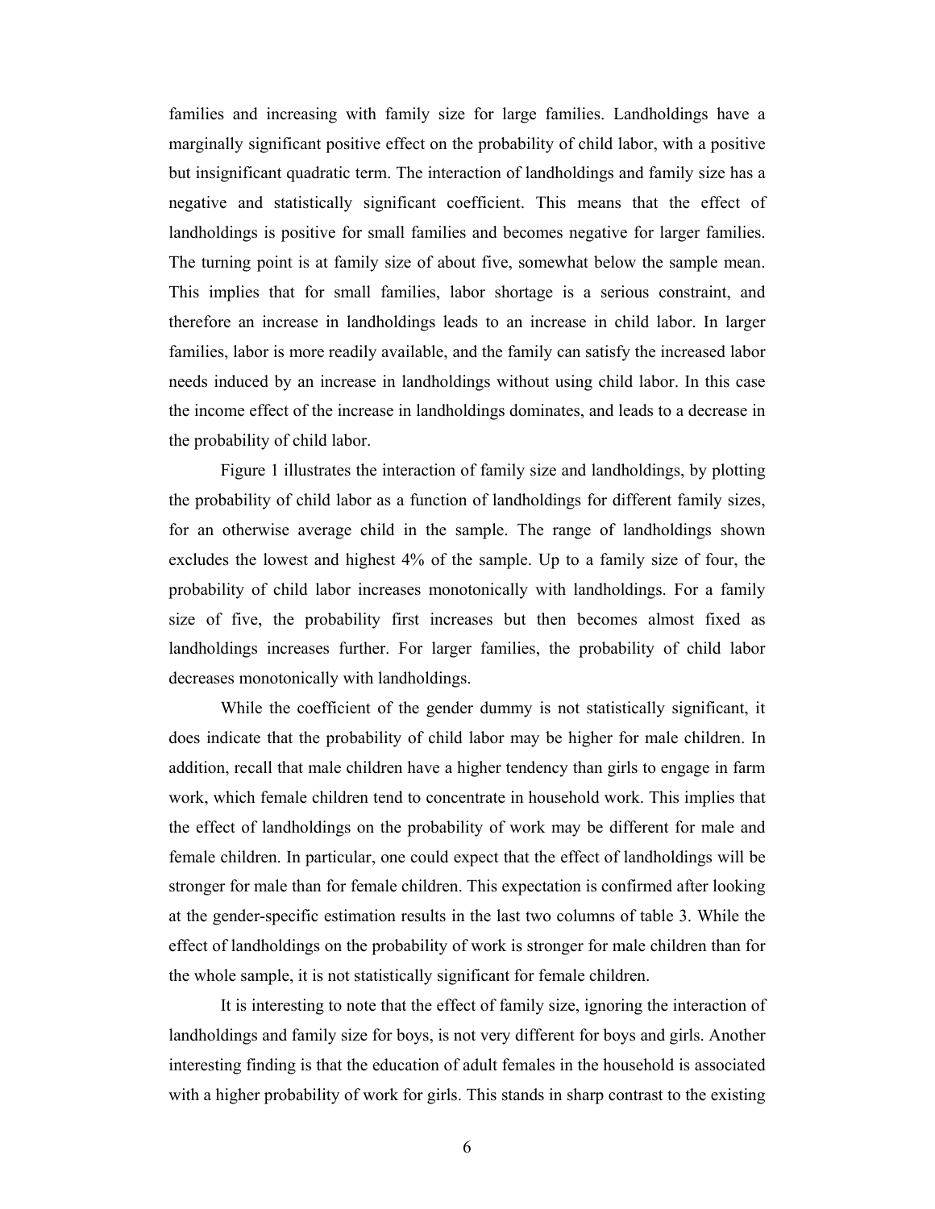families and increasing with family size for large families. Landholdings have a marginally significant positive effect on the probability of child labor, with a positive but insignificant quadratic term. The interaction of landholdings and family size has a negative and statistically significant coefficient. This means that the effect of landholdings is positive for small families and becomes negative for larger families. The turning point is at family size of about five, somewhat below the sample mean. This implies that for small families, labor shortage is a serious constraint, and therefore an increase in landholdings leads to an increase in child labor. In larger families, labor is more readily available, and the family can satisfy the increased labor needs induced by an increase in landholdings without using child labor. In this case the income effect of the increase in landholdings dominates, and leads to a decrease in the probability of child labor.

Figure 1 illustrates the interaction of family size and landholdings, by plotting the probability of child labor as a function of landholdings for different family sizes, for an otherwise average child in the sample. The range of landholdings shown excludes the lowest and highest 4% of the sample. Up to a family size of four, the probability of child labor increases monotonically with landholdings. For a family size of five, the probability first increases but then becomes almost fixed as landholdings increases further. For larger families, the probability of child labor decreases monotonically with landholdings.

While the coefficient of the gender dummy is not statistically significant, it does indicate that the probability of child labor may be higher for male children. In addition, recall that male children have a higher tendency than girls to engage in farm work, which female children tend to concentrate in household work. This implies that the effect of landholdings on the probability of work may be different for male and female children. In particular, one could expect that the effect of landholdings will be stronger for male than for female children. This expectation is confirmed after looking at the gender-specific estimation results in the last two columns of table 3. While the effect of landholdings on the probability of work is stronger for male children than for the whole sample, it is not statistically significant for female children.

It is interesting to note that the effect of family size, ignoring the interaction of landholdings and family size for boys, is not very different for boys and girls. Another interesting finding is that the education of adult females in the household is associated with a higher probability of work for girls. This stands in sharp contrast to the existing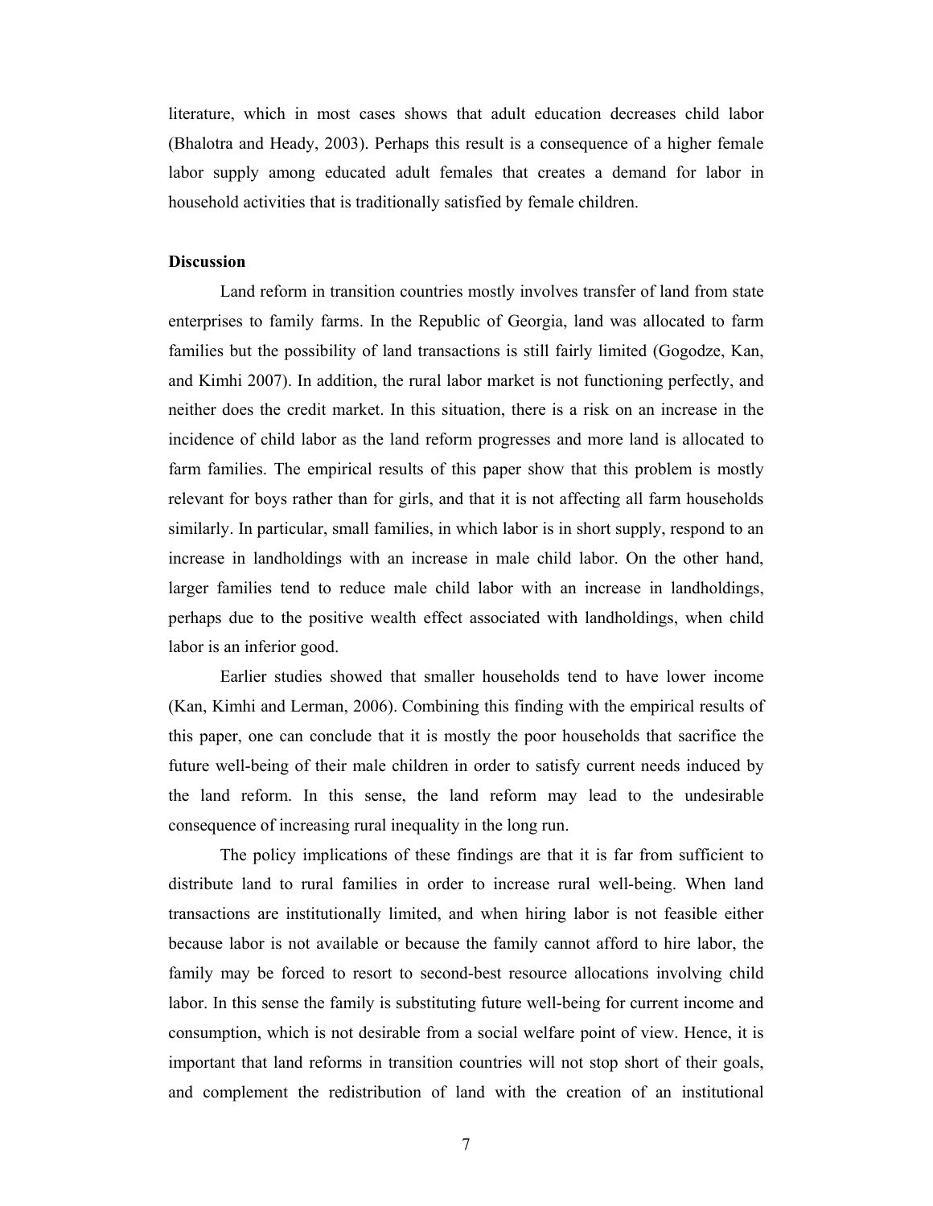literature, which in most cases shows that adult education decreases child labor (Bhalotra and Heady, 2003). Perhaps this result is a consequence of a higher female labor supply among educated adult females that creates a demand for labor in household activities that is traditionally satisfied by female children.

**Discussion**

Land reform in transition countries mostly involves transfer of land from state enterprises to family farms. In the Republic of Georgia, land was allocated to farm families but the possibility of land transactions is still fairly limited (Gogodze, Kan, and Kimhi 2007). In addition, the rural labor market is not functioning perfectly, and neither does the credit market. In this situation, there is a risk on an increase in the incidence of child labor as the land reform progresses and more land is allocated to farm families. The empirical results of this paper show that this problem is mostly relevant for boys rather than for girls, and that it is not affecting all farm households similarly. In particular, small families, in which labor is in short supply, respond to an increase in landholdings with an increase in male child labor. On the other hand, larger families tend to reduce male child labor with an increase in landholdings, perhaps due to the positive wealth effect associated with landholdings, when child labor is an inferior good.

Earlier studies showed that smaller households tend to have lower income (Kan, Kimhi and Lerman, 2006). Combining this finding with the empirical results of this paper, one can conclude that it is mostly the poor households that sacrifice the future well-being of their male children in order to satisfy current needs induced by the land reform. In this sense, the land reform may lead to the undesirable consequence of increasing rural inequality in the long run.

The policy implications of these findings are that it is far from sufficient to distribute land to rural families in order to increase rural well-being. When land transactions are institutionally limited, and when hiring labor is not feasible either because labor is not available or because the family cannot afford to hire labor, the family may be forced to resort to second-best resource allocations involving child labor. In this sense the family is substituting future well-being for current income and consumption, which is not desirable from a social welfare point of view. Hence, it is important that land reforms in transition countries will not stop short of their goals, and complement the redistribution of land with the creation of an institutional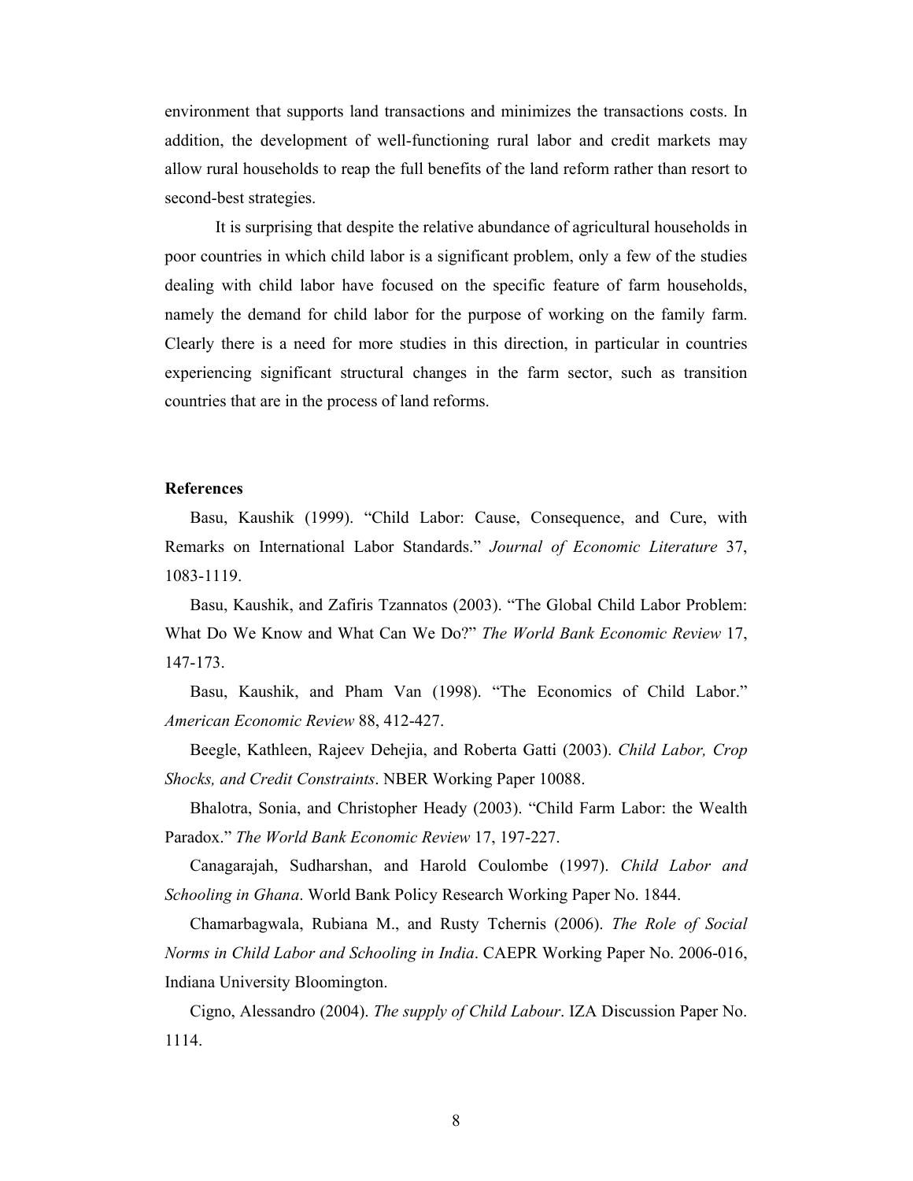environment that supports land transactions and minimizes the transactions costs. In addition, the development of well-functioning rural labor and credit markets may allow rural households to reap the full benefits of the land reform rather than resort to second-best strategies.

It is surprising that despite the relative abundance of agricultural households in poor countries in which child labor is a significant problem, only a few of the studies dealing with child labor have focused on the specific feature of farm households, namely the demand for child labor for the purpose of working on the family farm. Clearly there is a need for more studies in this direction, in particular in countries experiencing significant structural changes in the farm sector, such as transition countries that are in the process of land reforms.

**References**

Basu, Kaushik (1999). "Child Labor: Cause, Consequence, and Cure, with Remarks on International Labor Standards." *Journal of Economic Literature* 37, 1083-1119.

Basu, Kaushik, and Zafiris Tzannatos (2003). "The Global Child Labor Problem: What Do We Know and What Can We Do?" *The World Bank Economic Review* 17, 147-173.

Basu, Kaushik, and Pham Van (1998). "The Economics of Child Labor." *American Economic Review* 88, 412-427.

Beegle, Kathleen, Rajeev Dehejia, and Roberta Gatti (2003). *Child Labor, Crop Shocks, and Credit Constraints*. NBER Working Paper 10088.

Bhalotra, Sonia, and Christopher Heady (2003). "Child Farm Labor: the Wealth Paradox." *The World Bank Economic Review* 17, 197-227.

Canagarajah, Sudharshan, and Harold Coulombe (1997). *Child Labor and Schooling in Ghana*. World Bank Policy Research Working Paper No. 1844.

Chamarbagwala, Rubiana M., and Rusty Tchernis (2006). *The Role of Social Norms in Child Labor and Schooling in India*. CAEPR Working Paper No. 2006-016, Indiana University Bloomington.

Cigno, Alessandro (2004). *The supply of Child Labour*. IZA Discussion Paper No. 1114.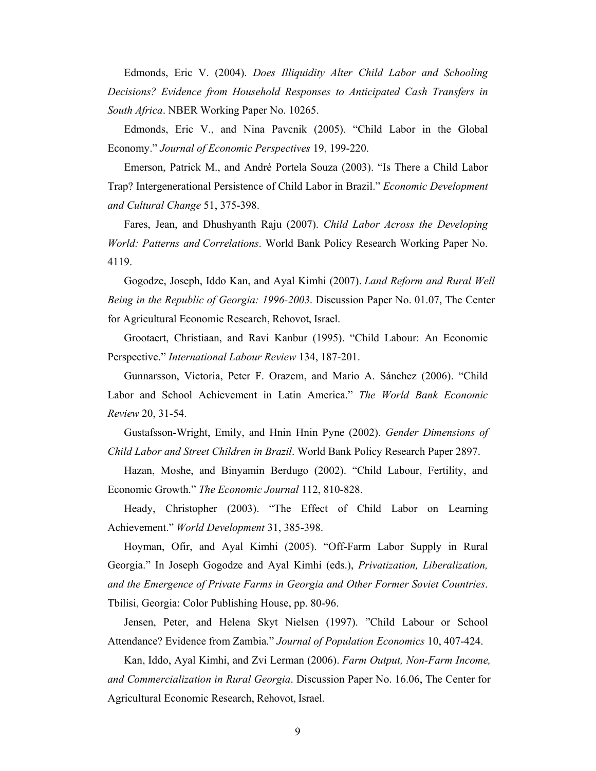Edmonds, Eric V. (2004). *Does Illiquidity Alter Child Labor and Schooling Decisions? Evidence from Household Responses to Anticipated Cash Transfers in South Africa*. NBER Working Paper No. 10265.

Edmonds, Eric V., and Nina Pavcnik (2005). "Child Labor in the Global Economy." *Journal of Economic Perspectives* 19, 199-220.

Emerson, Patrick M., and André Portela Souza (2003). "Is There a Child Labor Trap? Intergenerational Persistence of Child Labor in Brazil." *Economic Development and Cultural Change* 51, 375-398.

Fares, Jean, and Dhushyanth Raju (2007). *Child Labor Across the Developing World: Patterns and Correlations*. World Bank Policy Research Working Paper No. 4119.

Gogodze, Joseph, Iddo Kan, and Ayal Kimhi (2007). *Land Reform and Rural Well Being in the Republic of Georgia: 1996-2003*. Discussion Paper No. 01.07, The Center for Agricultural Economic Research, Rehovot, Israel.

Grootaert, Christiaan, and Ravi Kanbur (1995). "Child Labour: An Economic Perspective." *International Labour Review* 134, 187-201.

Gunnarsson, Victoria, Peter F. Orazem, and Mario A. Sánchez (2006). "Child Labor and School Achievement in Latin America." *The World Bank Economic Review* 20, 31-54.

Gustafsson-Wright, Emily, and Hnin Hnin Pyne (2002). *Gender Dimensions of Child Labor and Street Children in Brazil*. World Bank Policy Research Paper 2897.

Hazan, Moshe, and Binyamin Berdugo (2002). "Child Labour, Fertility, and Economic Growth." *The Economic Journal* 112, 810-828.

Heady, Christopher (2003). "The Effect of Child Labor on Learning Achievement." *World Development* 31, 385-398.

Hoyman, Ofir, and Ayal Kimhi (2005). "Off-Farm Labor Supply in Rural Georgia." In Joseph Gogodze and Ayal Kimhi (eds.), *Privatization, Liberalization, and the Emergence of Private Farms in Georgia and Other Former Soviet Countries*. Tbilisi, Georgia: Color Publishing House, pp. 80-96.

Jensen, Peter, and Helena Skyt Nielsen (1997). "Child Labour or School Attendance? Evidence from Zambia." *Journal of Population Economics* 10, 407-424.

Kan, Iddo, Ayal Kimhi, and Zvi Lerman (2006). *Farm Output, Non-Farm Income, and Commercialization in Rural Georgia*. Discussion Paper No. 16.06, The Center for Agricultural Economic Research, Rehovot, Israel.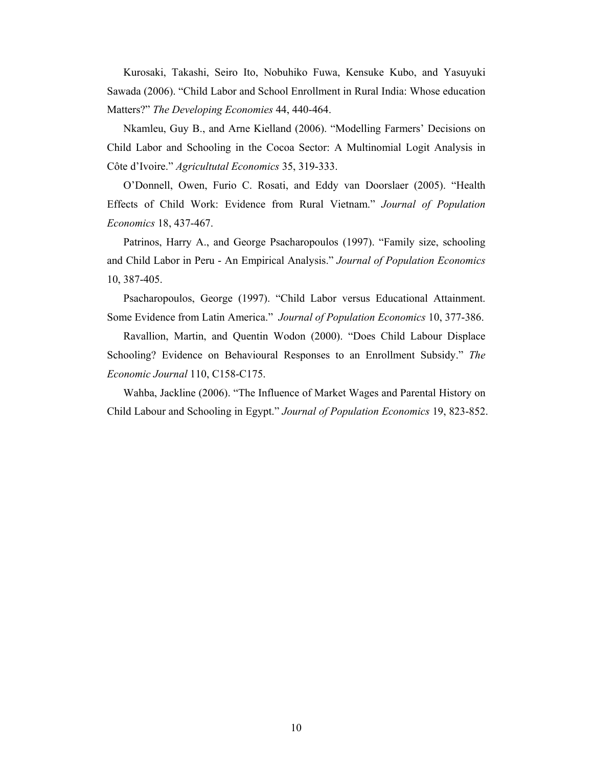Kurosaki, Takashi, Seiro Ito, Nobuhiko Fuwa, Kensuke Kubo, and Yasuyuki Sawada (2006). "Child Labor and School Enrollment in Rural India: Whose education Matters?" *The Developing Economies* 44, 440-464.

Nkamleu, Guy B., and Arne Kielland (2006). "Modelling Farmers' Decisions on Child Labor and Schooling in the Cocoa Sector: A Multinomial Logit Analysis in Côte d'Ivoire." *Agricultutal Economics* 35, 319-333.

O'Donnell, Owen, Furio C. Rosati, and Eddy van Doorslaer (2005). "Health Effects of Child Work: Evidence from Rural Vietnam." *Journal of Population Economics* 18, 437-467.

Patrinos, Harry A., and George Psacharopoulos (1997). "Family size, schooling and Child Labor in Peru - An Empirical Analysis." *Journal of Population Economics* 10, 387-405.

Psacharopoulos, George (1997). "Child Labor versus Educational Attainment. Some Evidence from Latin America." *Journal of Population Economics* 10, 377-386.

Ravallion, Martin, and Quentin Wodon (2000). "Does Child Labour Displace Schooling? Evidence on Behavioural Responses to an Enrollment Subsidy." *The Economic Journal* 110, C158-C175.

Wahba, Jackline (2006). "The Influence of Market Wages and Parental History on Child Labour and Schooling in Egypt." *Journal of Population Economics* 19, 823-852.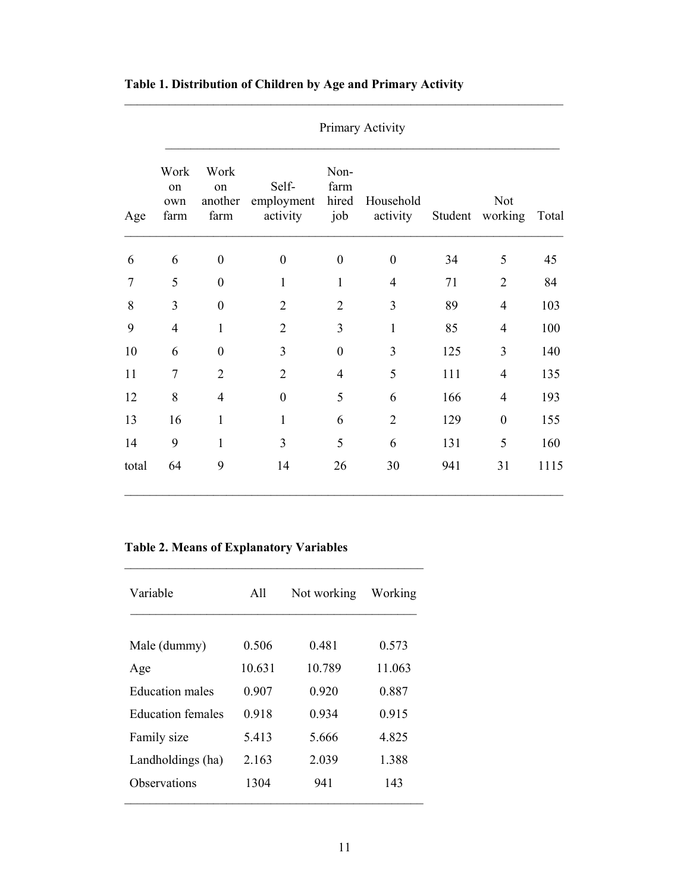**Table 1. Distribution of Children by Age and Primary Activity**

| | Primary Activity | | | | | | | |
|---|---|---|---|---|---|---|---|---|
| Age | Work on own farm | Work on another farm | Self-employment activity | Non-farm hired job | Household activity | Student | Not working | Total |
| 6 | 6 | 0 | 0 | 0 | 0 | 34 | 5 | 45 |
| 7 | 5 | 0 | 1 | 1 | 4 | 71 | 2 | 84 |
| 8 | 3 | 0 | 2 | 2 | 3 | 89 | 4 | 103 |
| 9 | 4 | 1 | 2 | 3 | 1 | 85 | 4 | 100 |
| 10 | 6 | 0 | 3 | 0 | 3 | 125 | 3 | 140 |
| 11 | 7 | 2 | 2 | 4 | 5 | 111 | 4 | 135 |
| 12 | 8 | 4 | 0 | 5 | 6 | 166 | 4 | 193 |
| 13 | 16 | 1 | 1 | 6 | 2 | 129 | 0 | 155 |
| 14 | 9 | 1 | 3 | 5 | 6 | 131 | 5 | 160 |
| total | 64 | 9 | 14 | 26 | 30 | 941 | 31 | 1115 |

**Table 2. Means of Explanatory Variables**

| Variable | All | Not working | Working |
|---|---|---|---|
| Male (dummy) | 0.506 | 0.481 | 0.573 |
| Age | 10.631 | 10.789 | 11.063 |
| Education males | 0.907 | 0.920 | 0.887 |
| Education females | 0.918 | 0.934 | 0.915 |
| Family size | 5.413 | 5.666 | 4.825 |
| Landholdings (ha) | 2.163 | 2.039 | 1.388 |
| Observations | 1304 | 941 | 143 |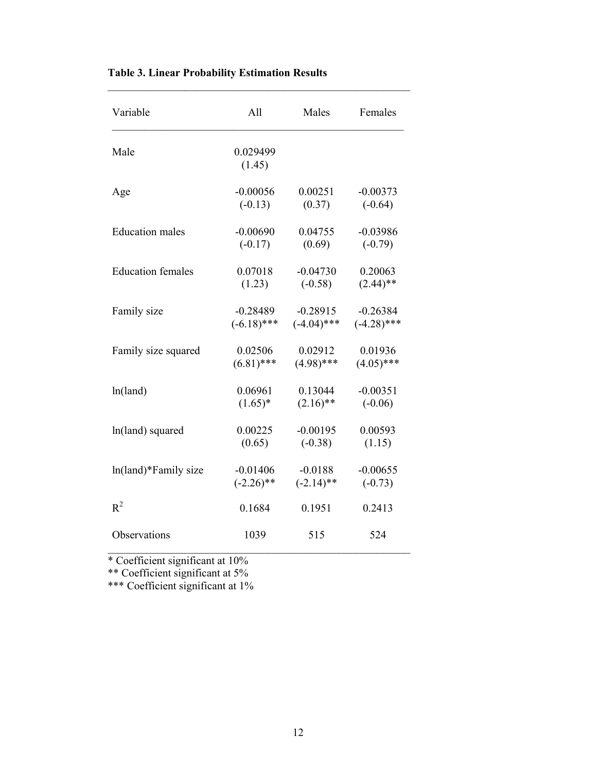**Table 3. Linear Probability Estimation Results**

| Variable | All | Males | Females |
|---|---|---|---|
| Male | 0.029499 | | |
| | (1.45) | | |
| Age | -0.00056 | 0.00251 | -0.00373 |
| | (-0.13) | (0.37) | (-0.64) |
| Education males | -0.00690 | 0.04755 | -0.03986 |
| | (-0.17) | (0.69) | (-0.79) |
| Education females | 0.07018 | -0.04730 | 0.20063 |
| | (1.23) | (-0.58) | (2.44)** |
| Family size | -0.28489 | -0.28915 | -0.26384 |
| | (-6.18)*** | (-4.04)*** | (-4.28)*** |
| Family size squared | 0.02506 | 0.02912 | 0.01936 |
| | (6.81)*** | (4.98)*** | (4.05)*** |
| ln(land) | 0.06961 | 0.13044 | -0.00351 |
| | (1.65)* | (2.16)** | (-0.06) |
| ln(land) squared | 0.00225 | -0.00195 | 0.00593 |
| | (0.65) | (-0.38) | (1.15) |
| ln(land)*Family size | -0.01406 | -0.0188 | -0.00655 |
| | (-2.26)** | (-2.14)** | (-0.73) |
| $R^2$ | 0.1684 | 0.1951 | 0.2413 |
| Observations | 1039 | 515 | 524 |

* Coefficient significant at 10%
** Coefficient significant at 5%
*** Coefficient significant at 1%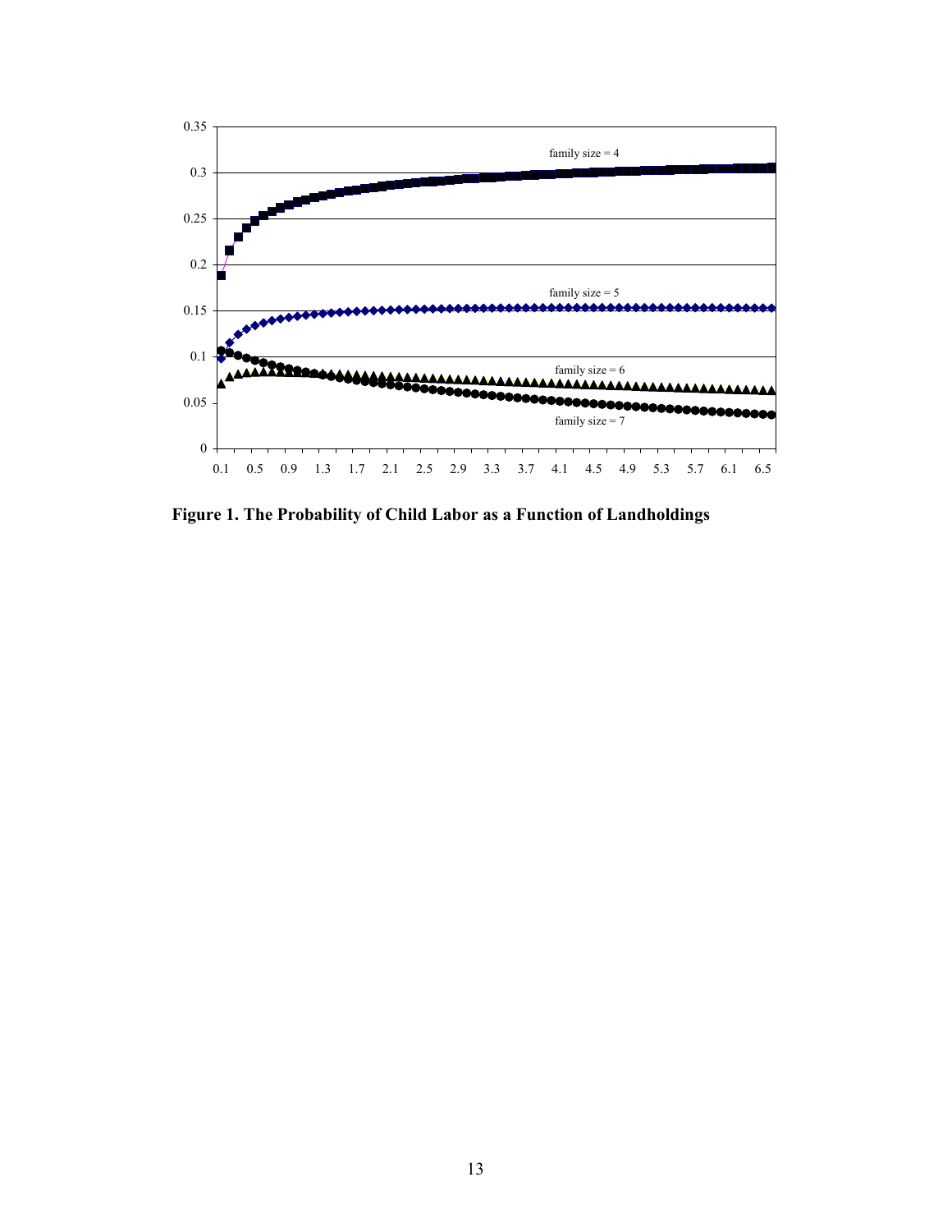0.35
0.3
0.25
0.2
0.15
0.1
0.05
0

family size = 4

family size = 5

family size = 6

family size = 7

0.1 0.5 0.9 1.3 1.7 2.1 2.5 2.9 3.3 3.7 4.1 4.5 4.9 5.3 5.7 6.1 6.5

**Figure 1. The Probability of Child Labor as a Function of Landholdings**